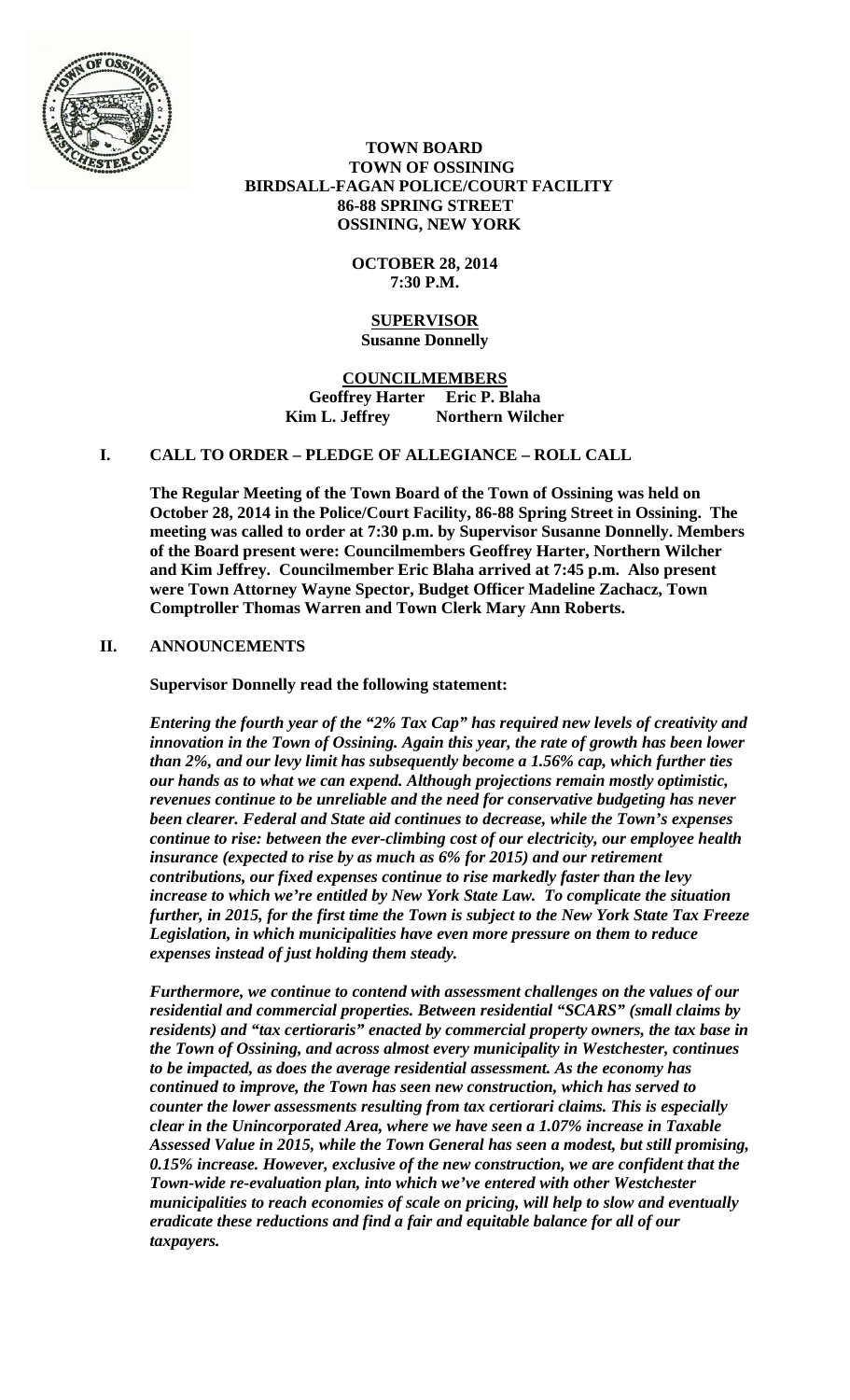**TOWN BOARD**
**TOWN OF OSSINING**
**BIRDSALL-FAGAN POLICE/COURT FACILITY**
**86-88 SPRING STREET**
**OSSINING, NEW YORK**

**OCTOBER 28, 2014**
**7:30 P.M.**

**SUPERVISOR**
**Susanne Donnelly**

**COUNCILMEMBERS**
**Geoffrey Harter Eric P. Blaha**
**Kim L. Jeffrey Northern Wilcher**

## I. CALL TO ORDER – PLEDGE OF ALLEGIANCE – ROLL CALL

**The Regular Meeting of the Town Board of the Town of Ossining was held on October 28, 2014 in the Police/Court Facility, 86-88 Spring Street in Ossining. The meeting was called to order at 7:30 p.m. by Supervisor Susanne Donnelly. Members of the Board present were: Councilmembers Geoffrey Harter, Northern Wilcher and Kim Jeffrey. Councilmember Eric Blaha arrived at 7:45 p.m. Also present were Town Attorney Wayne Spector, Budget Officer Madeline Zachacz, Town Comptroller Thomas Warren and Town Clerk Mary Ann Roberts.**

## II. ANNOUNCEMENTS

**Supervisor Donnelly read the following statement:**

***Entering the fourth year of the "2% Tax Cap" has required new levels of creativity and innovation in the Town of Ossining. Again this year, the rate of growth has been lower than 2%, and our levy limit has subsequently become a 1.56% cap, which further ties our hands as to what we can expend. Although projections remain mostly optimistic, revenues continue to be unreliable and the need for conservative budgeting has never been clearer. Federal and State aid continues to decrease, while the Town's expenses continue to rise: between the ever-climbing cost of our electricity, our employee health insurance (expected to rise by as much as 6% for 2015) and our retirement contributions, our fixed expenses continue to rise markedly faster than the levy increase to which we're entitled by New York State Law. To complicate the situation further, in 2015, for the first time the Town is subject to the New York State Tax Freeze Legislation, in which municipalities have even more pressure on them to reduce expenses instead of just holding them steady.***

***Furthermore, we continue to contend with assessment challenges on the values of our residential and commercial properties. Between residential "SCARS" (small claims by residents) and "tax certioraris" enacted by commercial property owners, the tax base in the Town of Ossining, and across almost every municipality in Westchester, continues to be impacted, as does the average residential assessment. As the economy has continued to improve, the Town has seen new construction, which has served to counter the lower assessments resulting from tax certiorari claims. This is especially clear in the Unincorporated Area, where we have seen a 1.07% increase in Taxable Assessed Value in 2015, while the Town General has seen a modest, but still promising, 0.15% increase. However, exclusive of the new construction, we are confident that the Town-wide re-evaluation plan, into which we've entered with other Westchester municipalities to reach economies of scale on pricing, will help to slow and eventually eradicate these reductions and find a fair and equitable balance for all of our taxpayers.***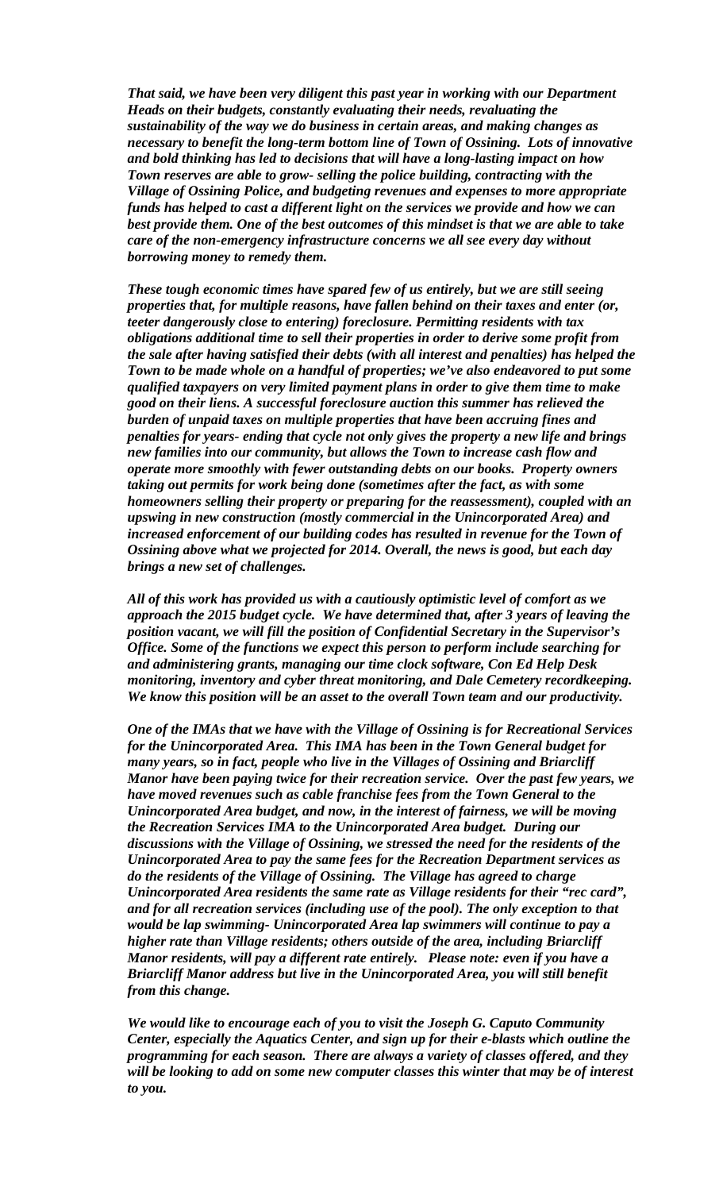***That said, we have been very diligent this past year in working with our Department Heads on their budgets, constantly evaluating their needs, revaluating the sustainability of the way we do business in certain areas, and making changes as necessary to benefit the long-term bottom line of Town of Ossining. Lots of innovative and bold thinking has led to decisions that will have a long-lasting impact on how Town reserves are able to grow- selling the police building, contracting with the Village of Ossining Police, and budgeting revenues and expenses to more appropriate funds has helped to cast a different light on the services we provide and how we can best provide them. One of the best outcomes of this mindset is that we are able to take care of the non-emergency infrastructure concerns we all see every day without borrowing money to remedy them.***

***These tough economic times have spared few of us entirely, but we are still seeing properties that, for multiple reasons, have fallen behind on their taxes and enter (or, teeter dangerously close to entering) foreclosure. Permitting residents with tax obligations additional time to sell their properties in order to derive some profit from the sale after having satisfied their debts (with all interest and penalties) has helped the Town to be made whole on a handful of properties; we've also endeavored to put some qualified taxpayers on very limited payment plans in order to give them time to make good on their liens. A successful foreclosure auction this summer has relieved the burden of unpaid taxes on multiple properties that have been accruing fines and penalties for years- ending that cycle not only gives the property a new life and brings new families into our community, but allows the Town to increase cash flow and operate more smoothly with fewer outstanding debts on our books. Property owners taking out permits for work being done (sometimes after the fact, as with some homeowners selling their property or preparing for the reassessment), coupled with an upswing in new construction (mostly commercial in the Unincorporated Area) and increased enforcement of our building codes has resulted in revenue for the Town of Ossining above what we projected for 2014. Overall, the news is good, but each day brings a new set of challenges.***

***All of this work has provided us with a cautiously optimistic level of comfort as we approach the 2015 budget cycle. We have determined that, after 3 years of leaving the position vacant, we will fill the position of Confidential Secretary in the Supervisor's Office. Some of the functions we expect this person to perform include searching for and administering grants, managing our time clock software, Con Ed Help Desk monitoring, inventory and cyber threat monitoring, and Dale Cemetery recordkeeping. We know this position will be an asset to the overall Town team and our productivity.***

***One of the IMAs that we have with the Village of Ossining is for Recreational Services for the Unincorporated Area. This IMA has been in the Town General budget for many years, so in fact, people who live in the Villages of Ossining and Briarcliff Manor have been paying twice for their recreation service. Over the past few years, we have moved revenues such as cable franchise fees from the Town General to the Unincorporated Area budget, and now, in the interest of fairness, we will be moving the Recreation Services IMA to the Unincorporated Area budget. During our discussions with the Village of Ossining, we stressed the need for the residents of the Unincorporated Area to pay the same fees for the Recreation Department services as do the residents of the Village of Ossining. The Village has agreed to charge Unincorporated Area residents the same rate as Village residents for their "rec card", and for all recreation services (including use of the pool). The only exception to that would be lap swimming- Unincorporated Area lap swimmers will continue to pay a higher rate than Village residents; others outside of the area, including Briarcliff Manor residents, will pay a different rate entirely. Please note: even if you have a Briarcliff Manor address but live in the Unincorporated Area, you will still benefit from this change.***

***We would like to encourage each of you to visit the Joseph G. Caputo Community Center, especially the Aquatics Center, and sign up for their e-blasts which outline the programming for each season. There are always a variety of classes offered, and they will be looking to add on some new computer classes this winter that may be of interest to you.***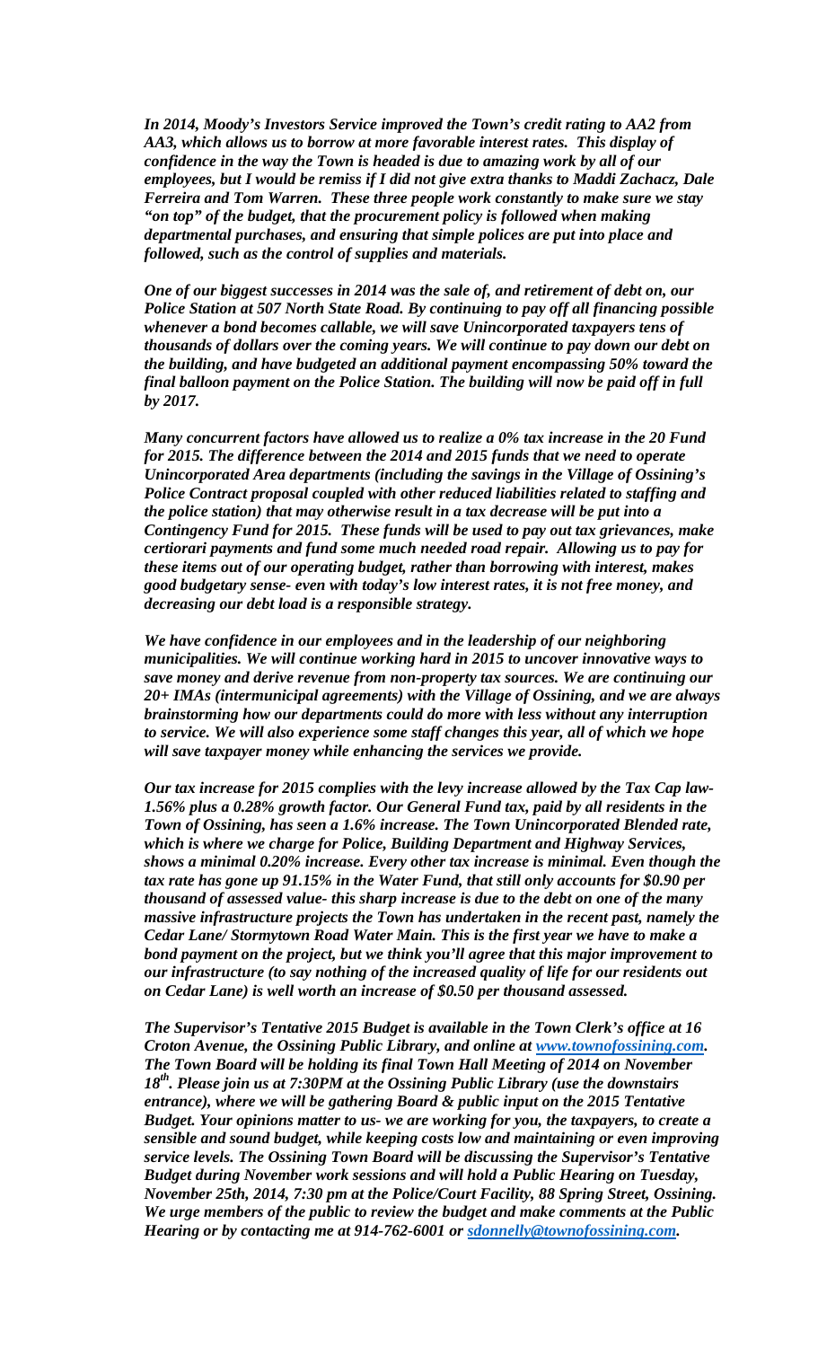*In 2014, Moody's Investors Service improved the Town's credit rating to AA2 from AA3, which allows us to borrow at more favorable interest rates. This display of confidence in the way the Town is headed is due to amazing work by all of our employees, but I would be remiss if I did not give extra thanks to Maddi Zachacz, Dale Ferreira and Tom Warren. These three people work constantly to make sure we stay "on top" of the budget, that the procurement policy is followed when making departmental purchases, and ensuring that simple polices are put into place and followed, such as the control of supplies and materials.*

*One of our biggest successes in 2014 was the sale of, and retirement of debt on, our Police Station at 507 North State Road. By continuing to pay off all financing possible whenever a bond becomes callable, we will save Unincorporated taxpayers tens of thousands of dollars over the coming years. We will continue to pay down our debt on the building, and have budgeted an additional payment encompassing 50% toward the final balloon payment on the Police Station. The building will now be paid off in full by 2017.*

*Many concurrent factors have allowed us to realize a 0% tax increase in the 20 Fund for 2015. The difference between the 2014 and 2015 funds that we need to operate Unincorporated Area departments (including the savings in the Village of Ossining's Police Contract proposal coupled with other reduced liabilities related to staffing and the police station) that may otherwise result in a tax decrease will be put into a Contingency Fund for 2015. These funds will be used to pay out tax grievances, make certiorari payments and fund some much needed road repair. Allowing us to pay for these items out of our operating budget, rather than borrowing with interest, makes good budgetary sense- even with today's low interest rates, it is not free money, and decreasing our debt load is a responsible strategy.*

*We have confidence in our employees and in the leadership of our neighboring municipalities. We will continue working hard in 2015 to uncover innovative ways to save money and derive revenue from non-property tax sources. We are continuing our 20+ IMAs (intermunicipal agreements) with the Village of Ossining, and we are always brainstorming how our departments could do more with less without any interruption to service. We will also experience some staff changes this year, all of which we hope will save taxpayer money while enhancing the services we provide.*

*Our tax increase for 2015 complies with the levy increase allowed by the Tax Cap law- 1.56% plus a 0.28% growth factor. Our General Fund tax, paid by all residents in the Town of Ossining, has seen a 1.6% increase. The Town Unincorporated Blended rate, which is where we charge for Police, Building Department and Highway Services, shows a minimal 0.20% increase. Every other tax increase is minimal. Even though the tax rate has gone up 91.15% in the Water Fund, that still only accounts for $0.90 per thousand of assessed value- this sharp increase is due to the debt on one of the many massive infrastructure projects the Town has undertaken in the recent past, namely the Cedar Lane/ Stormytown Road Water Main. This is the first year we have to make a bond payment on the project, but we think you'll agree that this major improvement to our infrastructure (to say nothing of the increased quality of life for our residents out on Cedar Lane) is well worth an increase of $0.50 per thousand assessed.*

*The Supervisor's Tentative 2015 Budget is available in the Town Clerk's office at 16 Croton Avenue, the Ossining Public Library, and online at [www.townofossining.com](http://www.townofossining.com). The Town Board will be holding its final Town Hall Meeting of 2014 on November 18th. Please join us at 7:30PM at the Ossining Public Library (use the downstairs entrance), where we will be gathering Board & public input on the 2015 Tentative Budget. Your opinions matter to us- we are working for you, the taxpayers, to create a sensible and sound budget, while keeping costs low and maintaining or even improving service levels. The Ossining Town Board will be discussing the Supervisor's Tentative Budget during November work sessions and will hold a Public Hearing on Tuesday, November 25th, 2014, 7:30 pm at the Police/Court Facility, 88 Spring Street, Ossining. We urge members of the public to review the budget and make comments at the Public Hearing or by contacting me at 914-762-6001 or [sdonnelly@townofossining.com](mailto:sdonnelly@townofossining.com).*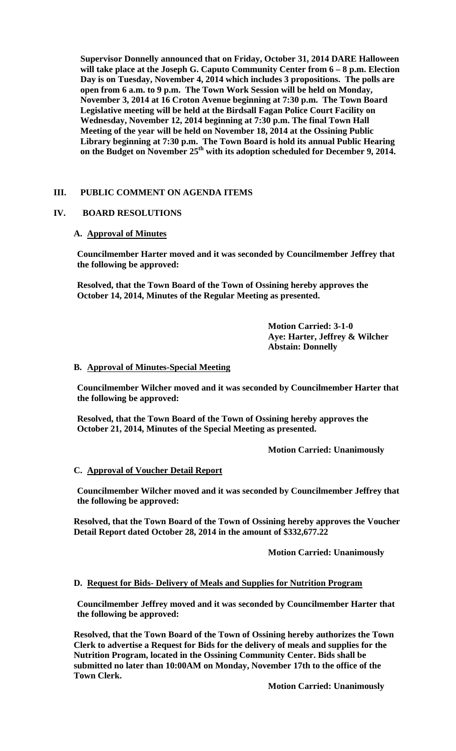**Supervisor Donnelly announced that on Friday, October 31, 2014 DARE Halloween will take place at the Joseph G. Caputo Community Center from 6 – 8 p.m. Election Day is on Tuesday, November 4, 2014 which includes 3 propositions. The polls are open from 6 a.m. to 9 p.m. The Town Work Session will be held on Monday, November 3, 2014 at 16 Croton Avenue beginning at 7:30 p.m. The Town Board Legislative meeting will be held at the Birdsall Fagan Police Court Facility on Wednesday, November 12, 2014 beginning at 7:30 p.m. The final Town Hall Meeting of the year will be held on November 18, 2014 at the Ossining Public Library beginning at 7:30 p.m. The Town Board is hold its annual Public Hearing on the Budget on November 25th with its adoption scheduled for December 9, 2014.**

## III. PUBLIC COMMENT ON AGENDA ITEMS

## IV. BOARD RESOLUTIONS

### A. Approval of Minutes

**Councilmember Harter moved and it was seconded by Councilmember Jeffrey that the following be approved:**

**Resolved, that the Town Board of the Town of Ossining hereby approves the October 14, 2014, Minutes of the Regular Meeting as presented.**

**Motion Carried: 3-1-0**
**Aye: Harter, Jeffrey & Wilcher**
**Abstain: Donnelly**

### B. Approval of Minutes-Special Meeting

**Councilmember Wilcher moved and it was seconded by Councilmember Harter that the following be approved:**

**Resolved, that the Town Board of the Town of Ossining hereby approves the October 21, 2014, Minutes of the Special Meeting as presented.**

**Motion Carried: Unanimously**

### C. Approval of Voucher Detail Report

**Councilmember Wilcher moved and it was seconded by Councilmember Jeffrey that the following be approved:**

**Resolved, that the Town Board of the Town of Ossining hereby approves the Voucher Detail Report dated October 28, 2014 in the amount of $332,677.22**

**Motion Carried: Unanimously**

### D. Request for Bids- Delivery of Meals and Supplies for Nutrition Program

**Councilmember Jeffrey moved and it was seconded by Councilmember Harter that the following be approved:**

**Resolved, that the Town Board of the Town of Ossining hereby authorizes the Town Clerk to advertise a Request for Bids for the delivery of meals and supplies for the Nutrition Program, located in the Ossining Community Center. Bids shall be submitted no later than 10:00AM on Monday, November 17th to the office of the Town Clerk.**

**Motion Carried: Unanimously**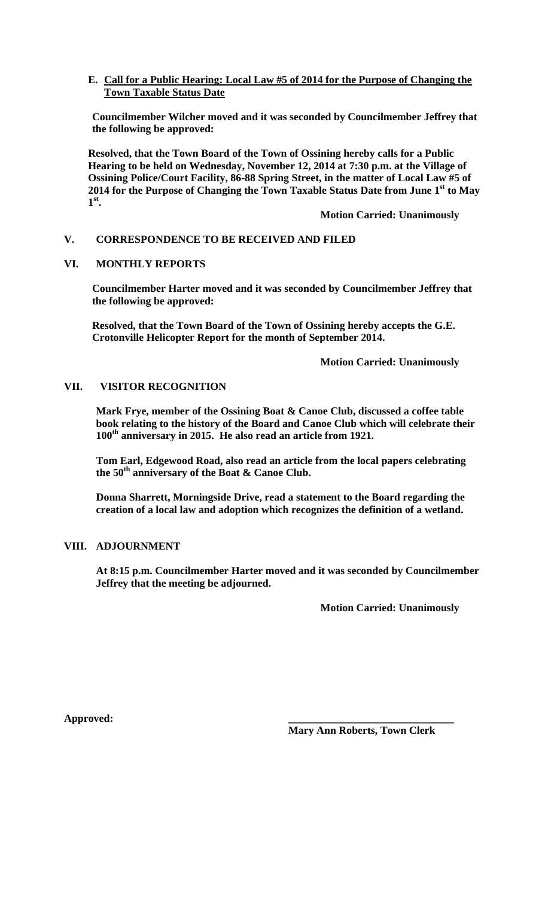**E. Call for a Public Hearing: Local Law #5 of 2014 for the Purpose of Changing the Town Taxable Status Date**

**Councilmember Wilcher moved and it was seconded by Councilmember Jeffrey that the following be approved:**

**Resolved, that the Town Board of the Town of Ossining hereby calls for a Public Hearing to be held on Wednesday, November 12, 2014 at 7:30 p.m. at the Village of Ossining Police/Court Facility, 86-88 Spring Street, in the matter of Local Law #5 of 2014 for the Purpose of Changing the Town Taxable Status Date from June 1st to May 1st.**

**Motion Carried: Unanimously**

## V. CORRESPONDENCE TO BE RECEIVED AND FILED

## VI. MONTHLY REPORTS

**Councilmember Harter moved and it was seconded by Councilmember Jeffrey that the following be approved:**

**Resolved, that the Town Board of the Town of Ossining hereby accepts the G.E. Crotonville Helicopter Report for the month of September 2014.**

**Motion Carried: Unanimously**

## VII. VISITOR RECOGNITION

**Mark Frye, member of the Ossining Boat & Canoe Club, discussed a coffee table book relating to the history of the Board and Canoe Club which will celebrate their 100th anniversary in 2015. He also read an article from 1921.**

**Tom Earl, Edgewood Road, also read an article from the local papers celebrating the 50th anniversary of the Boat & Canoe Club.**

**Donna Sharrett, Morningside Drive, read a statement to the Board regarding the creation of a local law and adoption which recognizes the definition of a wetland.**

## VIII. ADJOURNMENT

**At 8:15 p.m. Councilmember Harter moved and it was seconded by Councilmember Jeffrey that the meeting be adjourned.**

**Motion Carried: Unanimously**

**Approved:**

**_______________________________**
**Mary Ann Roberts, Town Clerk**